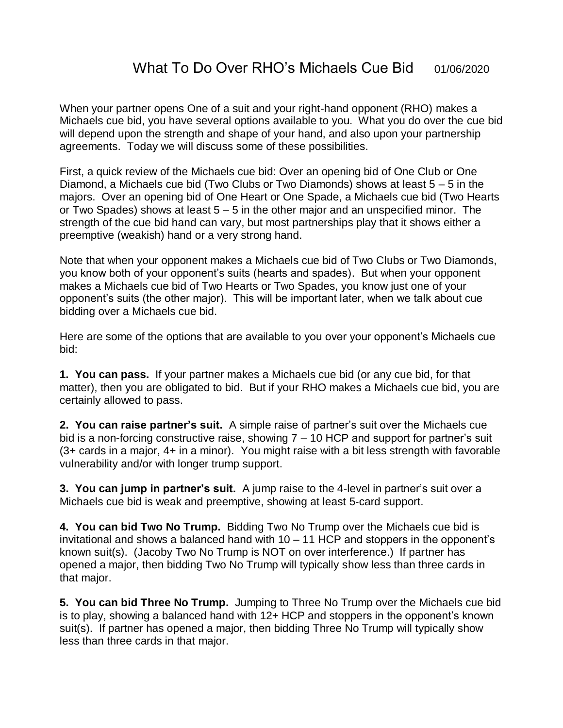# What To Do Over RHO's Michaels Cue Bid 01/06/2020

When your partner opens One of a suit and your right-hand opponent (RHO) makes a Michaels cue bid, you have several options available to you. What you do over the cue bid will depend upon the strength and shape of your hand, and also upon your partnership agreements. Today we will discuss some of these possibilities.

First, a quick review of the Michaels cue bid: Over an opening bid of One Club or One Diamond, a Michaels cue bid (Two Clubs or Two Diamonds) shows at least 5 – 5 in the majors. Over an opening bid of One Heart or One Spade, a Michaels cue bid (Two Hearts or Two Spades) shows at least 5 – 5 in the other major and an unspecified minor. The strength of the cue bid hand can vary, but most partnerships play that it shows either a preemptive (weakish) hand or a very strong hand.

Note that when your opponent makes a Michaels cue bid of Two Clubs or Two Diamonds, you know both of your opponent's suits (hearts and spades). But when your opponent makes a Michaels cue bid of Two Hearts or Two Spades, you know just one of your opponent's suits (the other major). This will be important later, when we talk about cue bidding over a Michaels cue bid.

Here are some of the options that are available to you over your opponent's Michaels cue bid:

**1. You can pass.** If your partner makes a Michaels cue bid (or any cue bid, for that matter), then you are obligated to bid. But if your RHO makes a Michaels cue bid, you are certainly allowed to pass.

**2. You can raise partner's suit.** A simple raise of partner's suit over the Michaels cue bid is a non-forcing constructive raise, showing 7 – 10 HCP and support for partner's suit (3+ cards in a major, 4+ in a minor). You might raise with a bit less strength with favorable vulnerability and/or with longer trump support.

**3. You can jump in partner's suit.** A jump raise to the 4-level in partner's suit over a Michaels cue bid is weak and preemptive, showing at least 5-card support.

**4. You can bid Two No Trump.** Bidding Two No Trump over the Michaels cue bid is invitational and shows a balanced hand with 10 – 11 HCP and stoppers in the opponent's known suit(s). (Jacoby Two No Trump is NOT on over interference.) If partner has opened a major, then bidding Two No Trump will typically show less than three cards in that major.

**5. You can bid Three No Trump.** Jumping to Three No Trump over the Michaels cue bid is to play, showing a balanced hand with 12+ HCP and stoppers in the opponent's known suit(s). If partner has opened a major, then bidding Three No Trump will typically show less than three cards in that major.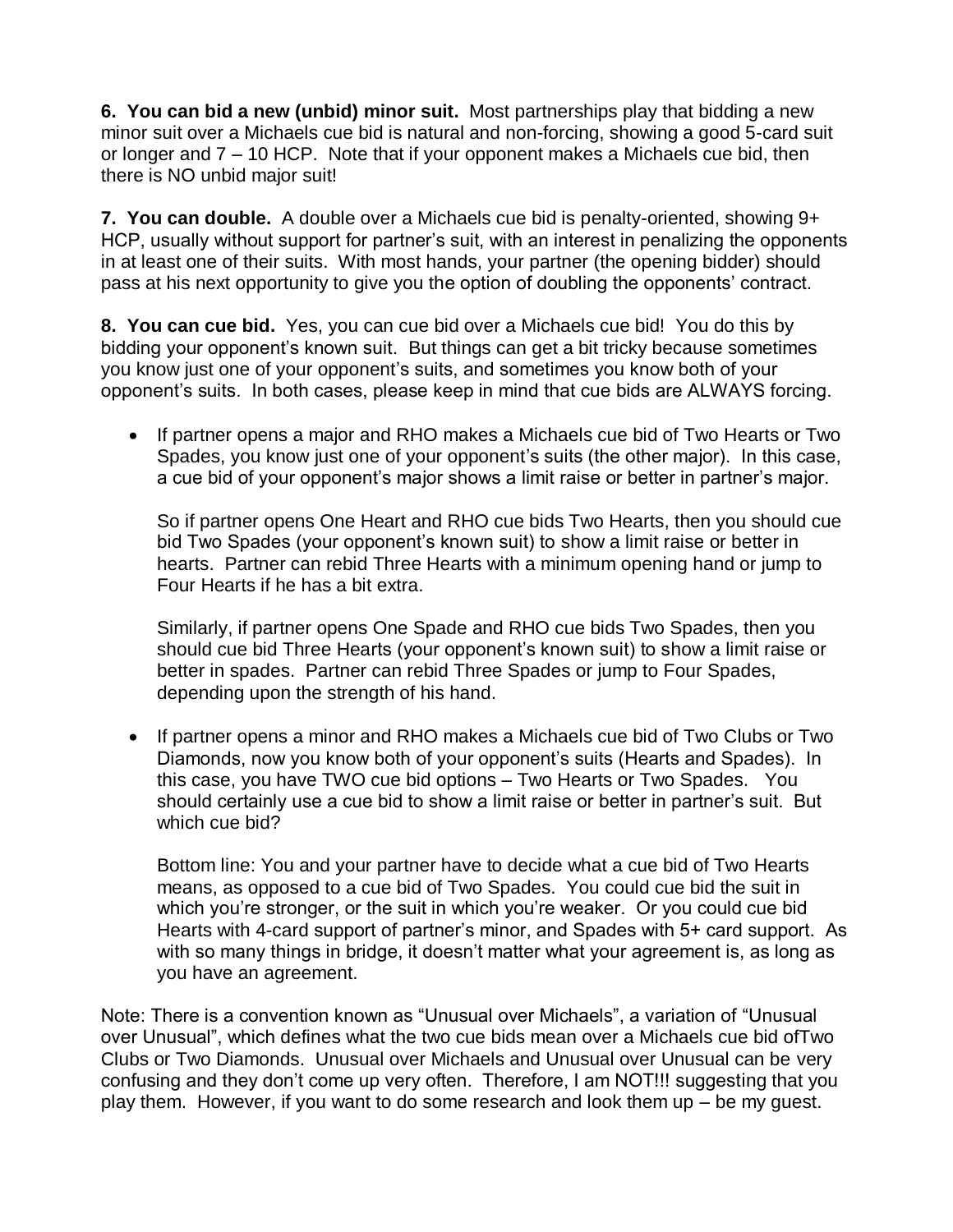**6. You can bid a new (unbid) minor suit.** Most partnerships play that bidding a new minor suit over a Michaels cue bid is natural and non-forcing, showing a good 5-card suit or longer and 7 – 10 HCP. Note that if your opponent makes a Michaels cue bid, then there is NO unbid major suit!

**7. You can double.** A double over a Michaels cue bid is penalty-oriented, showing 9+ HCP, usually without support for partner's suit, with an interest in penalizing the opponents in at least one of their suits. With most hands, your partner (the opening bidder) should pass at his next opportunity to give you the option of doubling the opponents' contract.

**8. You can cue bid.** Yes, you can cue bid over a Michaels cue bid! You do this by bidding your opponent's known suit. But things can get a bit tricky because sometimes you know just one of your opponent's suits, and sometimes you know both of your opponent's suits. In both cases, please keep in mind that cue bids are ALWAYS forcing.

- If partner opens a major and RHO makes a Michaels cue bid of Two Hearts or Two Spades, you know just one of your opponent's suits (the other major). In this case, a cue bid of your opponent's major shows a limit raise or better in partner's major.

  So if partner opens One Heart and RHO cue bids Two Hearts, then you should cue bid Two Spades (your opponent's known suit) to show a limit raise or better in hearts. Partner can rebid Three Hearts with a minimum opening hand or jump to Four Hearts if he has a bit extra.

  Similarly, if partner opens One Spade and RHO cue bids Two Spades, then you should cue bid Three Hearts (your opponent's known suit) to show a limit raise or better in spades. Partner can rebid Three Spades or jump to Four Spades, depending upon the strength of his hand.

- If partner opens a minor and RHO makes a Michaels cue bid of Two Clubs or Two Diamonds, now you know both of your opponent's suits (Hearts and Spades). In this case, you have TWO cue bid options – Two Hearts or Two Spades. You should certainly use a cue bid to show a limit raise or better in partner's suit. But which cue bid?

  Bottom line: You and your partner have to decide what a cue bid of Two Hearts means, as opposed to a cue bid of Two Spades. You could cue bid the suit in which you're stronger, or the suit in which you're weaker. Or you could cue bid Hearts with 4-card support of partner's minor, and Spades with 5+ card support. As with so many things in bridge, it doesn't matter what your agreement is, as long as you have an agreement.

Note: There is a convention known as "Unusual over Michaels", a variation of "Unusual over Unusual", which defines what the two cue bids mean over a Michaels cue bid ofTwo Clubs or Two Diamonds. Unusual over Michaels and Unusual over Unusual can be very confusing and they don't come up very often. Therefore, I am NOT!!! suggesting that you play them. However, if you want to do some research and look them up – be my guest.